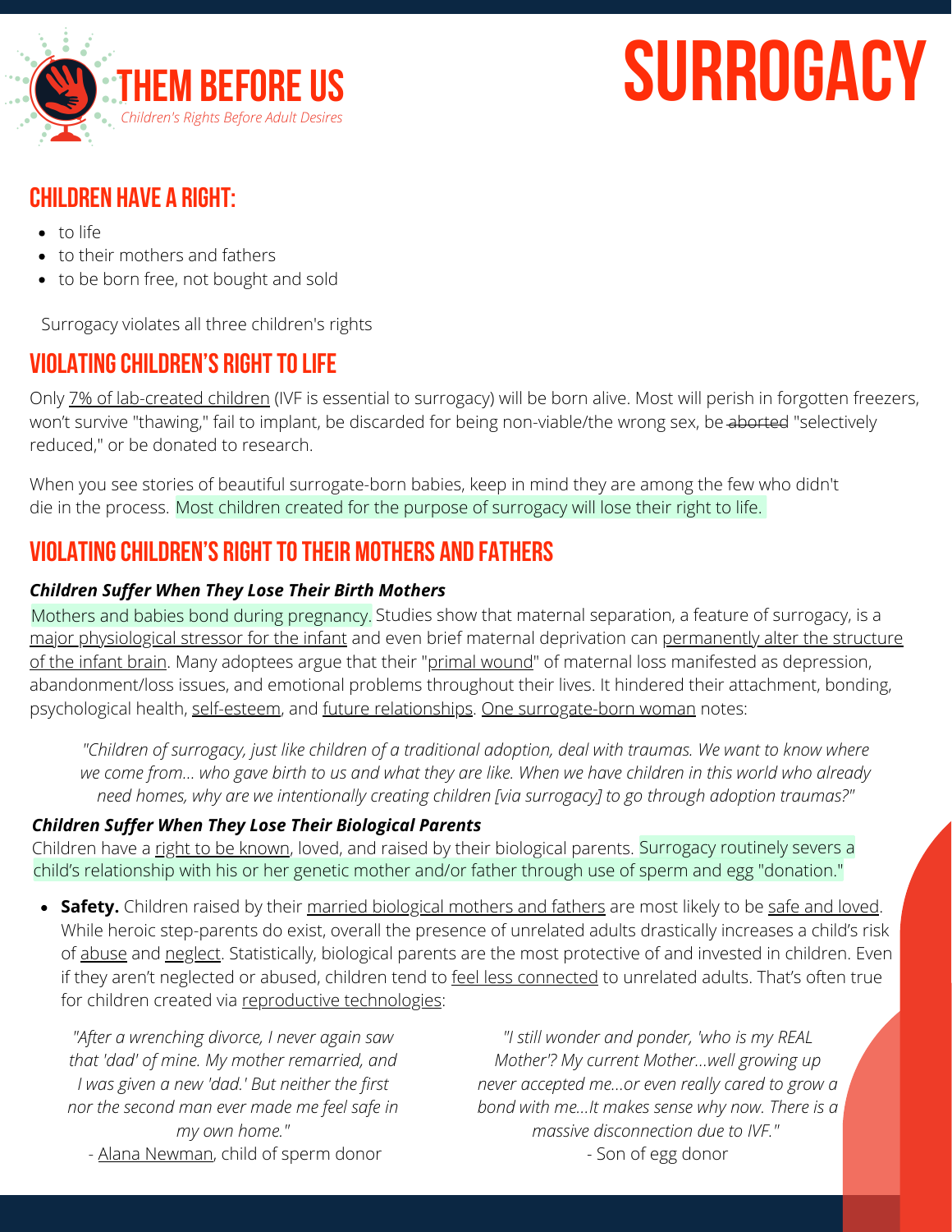# SURROGACY

**THEM BEFORE US**
*Children's Rights Before Adult Desires*

## CHILDREN HAVE A RIGHT:

- to life
- to their mothers and fathers
- to be born free, not bought and sold

Surrogacy violates all three children's rights

## VIOLATING CHILDREN'S RIGHT TO LIFE

Only 7% of lab-created children (IVF is essential to surrogacy) will be born alive. Most will perish in forgotten freezers, won't survive "thawing," fail to implant, be discarded for being non-viable/the wrong sex, be ~~aborted~~ "selectively reduced," or be donated to research.

When you see stories of beautiful surrogate-born babies, keep in mind they are among the few who didn't die in the process. Most children created for the purpose of surrogacy will lose their right to life.

## VIOLATING CHILDREN'S RIGHT TO THEIR MOTHERS AND FATHERS

### *Children Suffer When They Lose Their Birth Mothers*

Mothers and babies bond during pregnancy. Studies show that maternal separation, a feature of surrogacy, is a major physiological stressor for the infant and even brief maternal deprivation can permanently alter the structure of the infant brain. Many adoptees argue that their "primal wound" of maternal loss manifested as depression, abandonment/loss issues, and emotional problems throughout their lives. It hindered their attachment, bonding, psychological health, self-esteem, and future relationships. One surrogate-born woman notes:

> *"Children of surrogacy, just like children of a traditional adoption, deal with traumas. We want to know where we come from... who gave birth to us and what they are like. When we have children in this world who already need homes, why are we intentionally creating children [via surrogacy] to go through adoption traumas?"*

### *Children Suffer When They Lose Their Biological Parents*

Children have a right to be known, loved, and raised by their biological parents. Surrogacy routinely severs a child's relationship with his or her genetic mother and/or father through use of sperm and egg "donation."

- **Safety.** Children raised by their married biological mothers and fathers are most likely to be safe and loved. While heroic step-parents do exist, overall the presence of unrelated adults drastically increases a child's risk of abuse and neglect. Statistically, biological parents are the most protective of and invested in children. Even if they aren't neglected or abused, children tend to feel less connected to unrelated adults. That's often true for children created via reproductive technologies:

> *"After a wrenching divorce, I never again saw that 'dad' of mine. My mother remarried, and I was given a new 'dad.' But neither the first nor the second man ever made me feel safe in my own home."*
> - Alana Newman, child of sperm donor

> *"I still wonder and ponder, 'who is my REAL Mother'? My current Mother...well growing up never accepted me...or even really cared to grow a bond with me...It makes sense why now. There is a massive disconnection due to IVF."*
> - Son of egg donor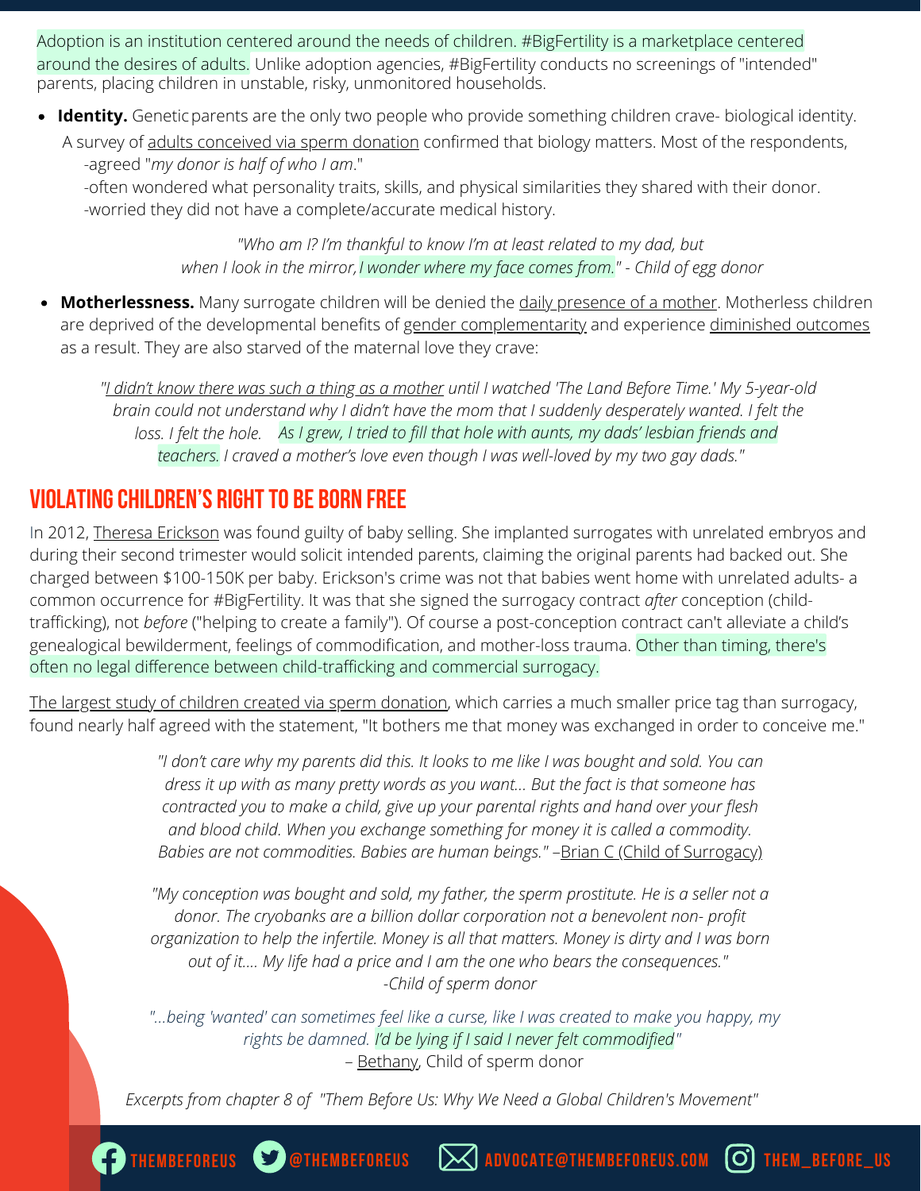Adoption is an institution centered around the needs of children. #BigFertility is a marketplace centered around the desires of adults. Unlike adoption agencies, #BigFertility conducts no screenings of "intended" parents, placing children in unstable, risky, unmonitored households.

- **Identity.** Genetic parents are the only two people who provide something children crave- biological identity.
  A survey of adults conceived via sperm donation confirmed that biology matters. Most of the respondents,
  - agreed "*my donor is half of who I am*."
  - often wondered what personality traits, skills, and physical similarities they shared with their donor.
  - worried they did not have a complete/accurate medical history.

  *"Who am I? I'm thankful to know I'm at least related to my dad, but when I look in the mirror, I wonder where my face comes from." - Child of egg donor*

- **Motherlessness.** Many surrogate children will be denied the daily presence of a mother. Motherless children are deprived of the developmental benefits of gender complementarity and experience diminished outcomes as a result. They are also starved of the maternal love they crave:

  *"I didn't know there was such a thing as a mother until I watched 'The Land Before Time.' My 5-year-old brain could not understand why I didn't have the mom that I suddenly desperately wanted. I felt the loss. I felt the hole. As I grew, I tried to fill that hole with aunts, my dads' lesbian friends and teachers. I craved a mother's love even though I was well-loved by my two gay dads."*

## VIOLATING CHILDREN'S RIGHT TO BE BORN FREE

In 2012, Theresa Erickson was found guilty of baby selling. She implanted surrogates with unrelated embryos and during their second trimester would solicit intended parents, claiming the original parents had backed out. She charged between $100-150K per baby. Erickson's crime was not that babies went home with unrelated adults- a common occurrence for #BigFertility. It was that she signed the surrogacy contract *after* conception (child-trafficking), not *before* ("helping to create a family"). Of course a post-conception contract can't alleviate a child's genealogical bewilderment, feelings of commodification, and mother-loss trauma. Other than timing, there's often no legal difference between child-trafficking and commercial surrogacy.

The largest study of children created via sperm donation, which carries a much smaller price tag than surrogacy, found nearly half agreed with the statement, "It bothers me that money was exchanged in order to conceive me."

*"I don't care why my parents did this. It looks to me like I was bought and sold. You can dress it up with as many pretty words as you want... But the fact is that someone has contracted you to make a child, give up your parental rights and hand over your flesh and blood child. When you exchange something for money it is called a commodity. Babies are not commodities. Babies are human beings."* –Brian C (Child of Surrogacy)

*"My conception was bought and sold, my father, the sperm prostitute. He is a seller not a donor. The cryobanks are a billion dollar corporation not a benevolent non- profit organization to help the infertile. Money is all that matters. Money is dirty and I was born out of it.... My life had a price and I am the one who bears the consequences."*
*-Child of sperm donor*

*"...being 'wanted' can sometimes feel like a curse, like I was created to make you happy, my rights be damned. I'd be lying if I said I never felt commodified"*
– Bethany, Child of sperm donor

*Excerpts from chapter 8 of "Them Before Us: Why We Need a Global Children's Movement"*

THEMBEFOREUS @THEMBEFOREUS ADVOCATE@THEMBEFOREUS.COM THEM_BEFORE_US